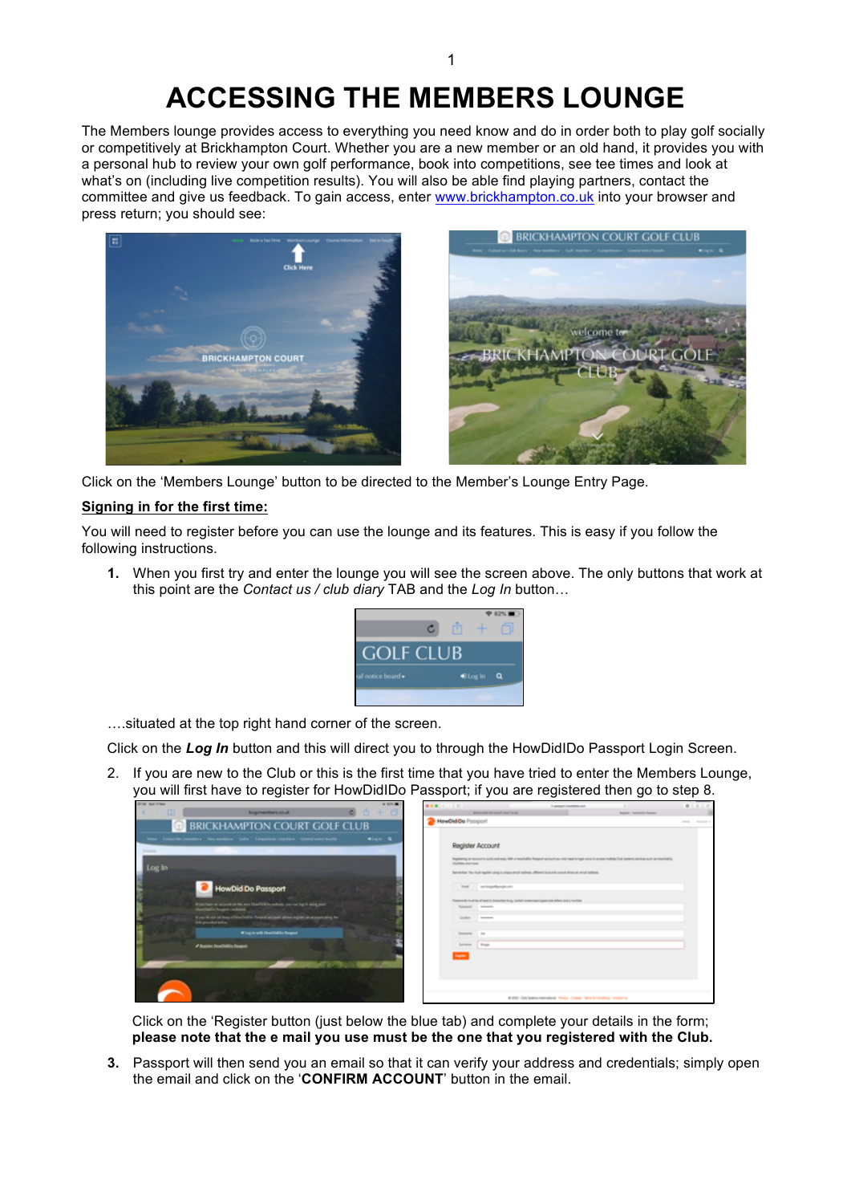# ACCESSING THE MEMBERS LOUNGE

The Members lounge provides access to everything you need know and do in order both to play golf socially or competitively at Brickhampton Court. Whether you are a new member or an old hand, it provides you with a personal hub to review your own golf performance, book into competitions, see tee times and look at what's on (including live competition results). You will also be able find playing partners, contact the committee and give us feedback. To gain access, enter [www.brickhampton.co.uk](http://www.brickhampton.co.uk) into your browser and press return; you should see:

Click on the 'Members Lounge' button to be directed to the Member's Lounge Entry Page.

**Signing in for the first time:**

You will need to register before you can use the lounge and its features. This is easy if you follow the following instructions.

1. When you first try and enter the lounge you will see the screen above. The only buttons that work at this point are the *Contact us / club diary* TAB and the *Log In* button…

   ….situated at the top right hand corner of the screen.

   Click on the ***Log In*** button and this will direct you to through the HowDidIDo Passport Login Screen.

2. If you are new to the Club or this is the first time that you have tried to enter the Members Lounge, you will first have to register for HowDidIDo Passport; if you are registered then go to step 8.

   Click on the 'Register button (just below the blue tab) and complete your details in the form; **please note that the e mail you use must be the one that you registered with the Club.**

3. Passport will then send you an email so that it can verify your address and credentials; simply open the email and click on the '**CONFIRM ACCOUNT**' button in the email.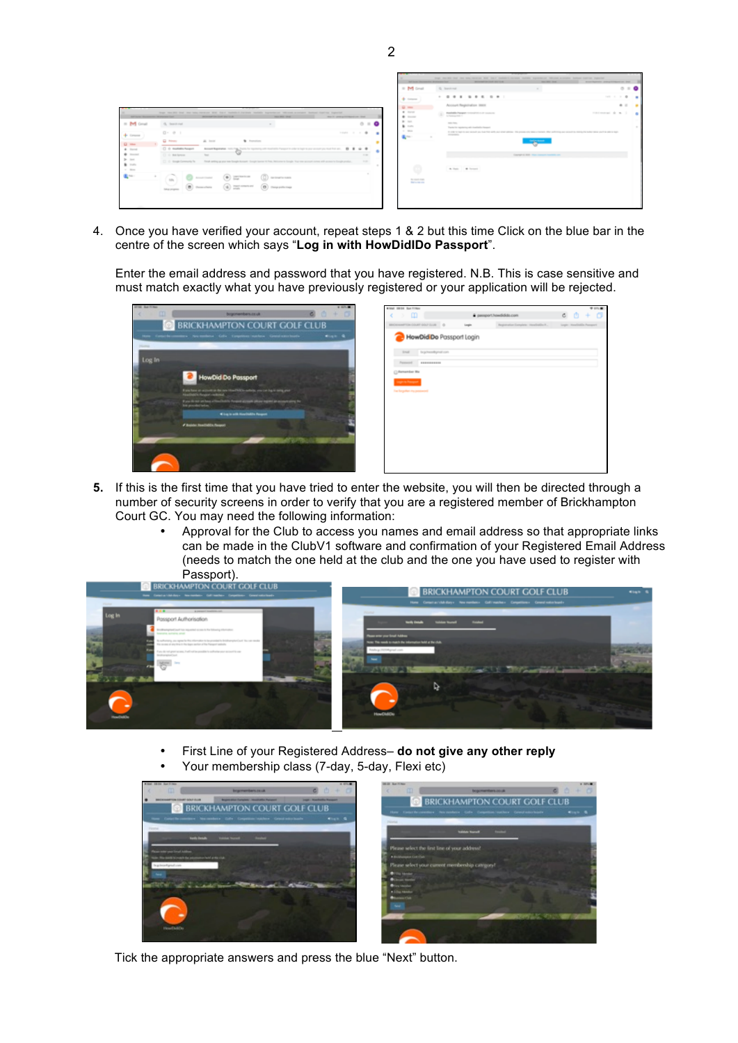4. Once you have verified your account, repeat steps 1 & 2 but this time Click on the blue bar in the centre of the screen which says "**Log in with HowDidIDo Passport**".

   Enter the email address and password that you have registered. N.B. This is case sensitive and must match exactly what you have previously registered or your application will be rejected.

5. If this is the first time that you have tried to enter the website, you will then be directed through a number of security screens in order to verify that you are a registered member of Brickhampton Court GC. You may need the following information:
   - Approval for the Club to access you names and email address so that appropriate links can be made in the ClubV1 software and confirmation of your Registered Email Address (needs to match the one held at the club and the one you have used to register with Passport).
   - First Line of your Registered Address– **do not give any other reply**
   - Your membership class (7-day, 5-day, Flexi etc)

   Tick the appropriate answers and press the blue "Next" button.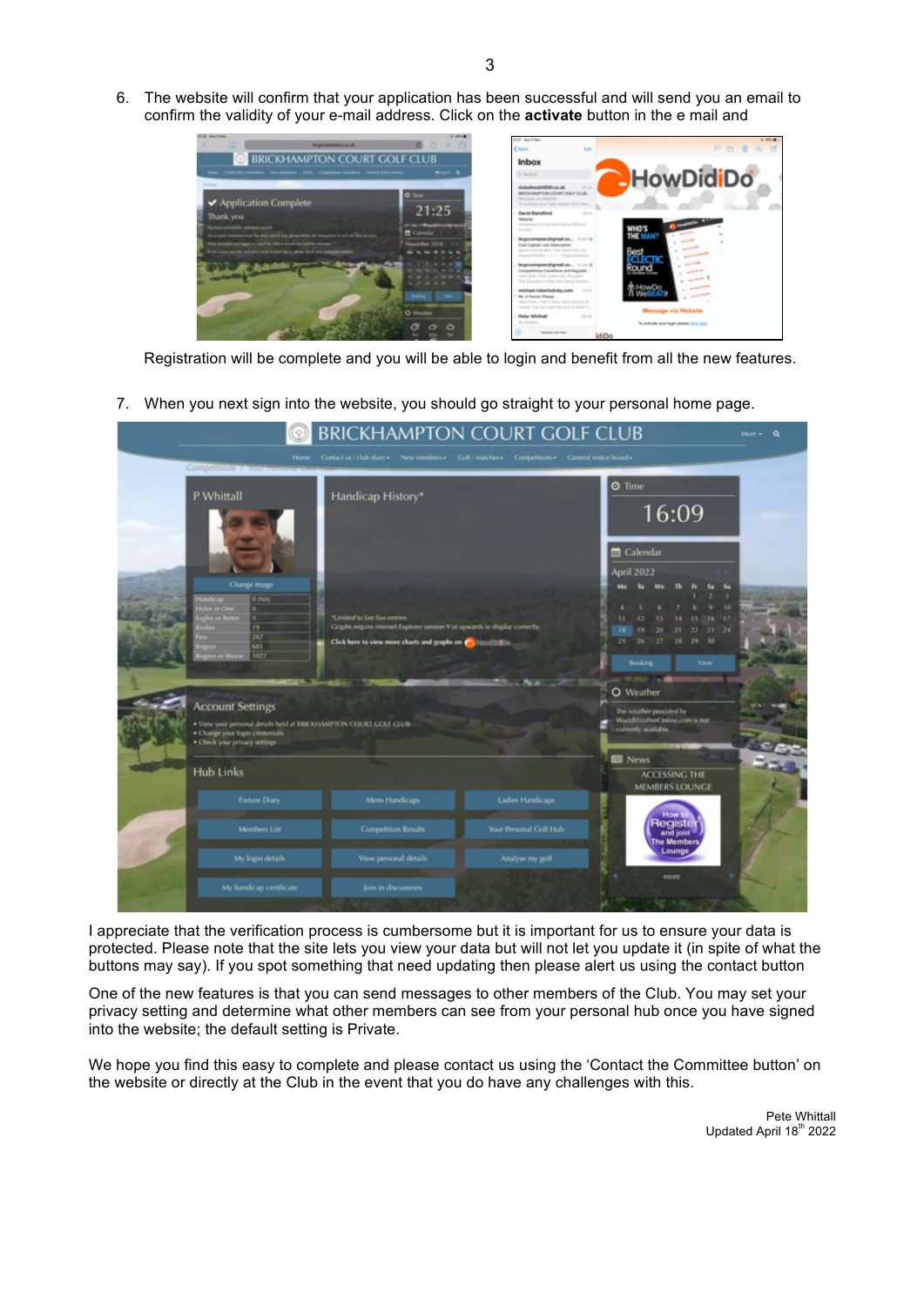6. The website will confirm that your application has been successful and will send you an email to confirm the validity of your e-mail address. Click on the **activate** button in the e mail and

   Registration will be complete and you will be able to login and benefit from all the new features.

7. When you next sign into the website, you should go straight to your personal home page.

I appreciate that the verification process is cumbersome but it is important for us to ensure your data is protected. Please note that the site lets you view your data but will not let you update it (in spite of what the buttons may say). If you spot something that need updating then please alert us using the contact button

One of the new features is that you can send messages to other members of the Club. You may set your privacy setting and determine what other members can see from your personal hub once you have signed into the website; the default setting is Private.

We hope you find this easy to complete and please contact us using the 'Contact the Committee button' on the website or directly at the Club in the event that you do have any challenges with this.

Pete Whittall
Updated April 18th 2022